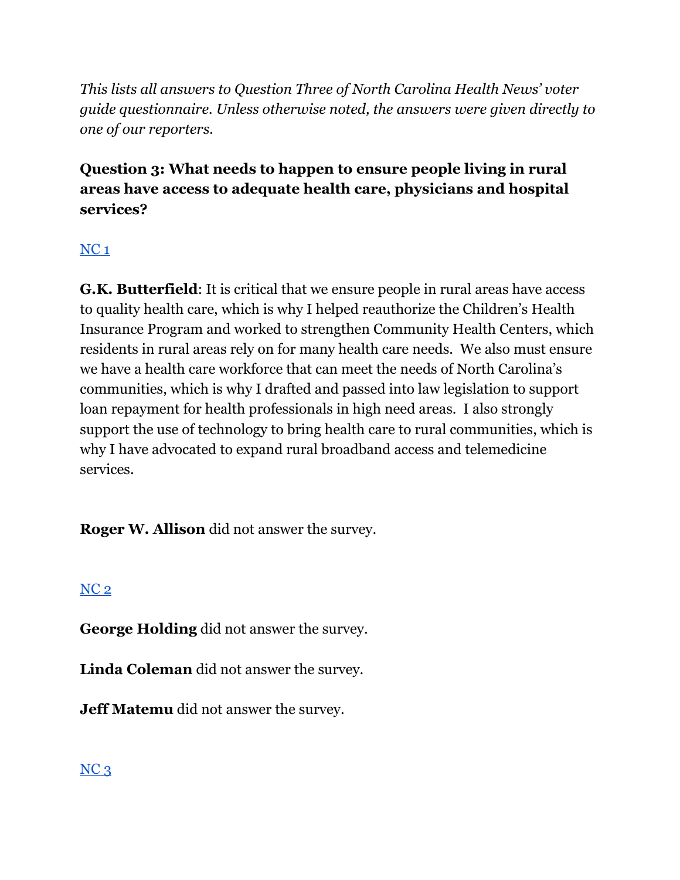*This lists all answers to Question Three of North Carolina Health News' voter guide questionnaire. Unless otherwise noted, the answers were given directly to one of our reporters.*

**Question 3: What needs to happen to ensure people living in rural areas have access to adequate health care, physicians and hospital services?**

NC 1

**G.K. Butterfield**: It is critical that we ensure people in rural areas have access to quality health care, which is why I helped reauthorize the Children's Health Insurance Program and worked to strengthen Community Health Centers, which residents in rural areas rely on for many health care needs. We also must ensure we have a health care workforce that can meet the needs of North Carolina's communities, which is why I drafted and passed into law legislation to support loan repayment for health professionals in high need areas. I also strongly support the use of technology to bring health care to rural communities, which is why I have advocated to expand rural broadband access and telemedicine services.

**Roger W. Allison** did not answer the survey.

NC 2

**George Holding** did not answer the survey.

**Linda Coleman** did not answer the survey.

**Jeff Matemu** did not answer the survey.

NC 3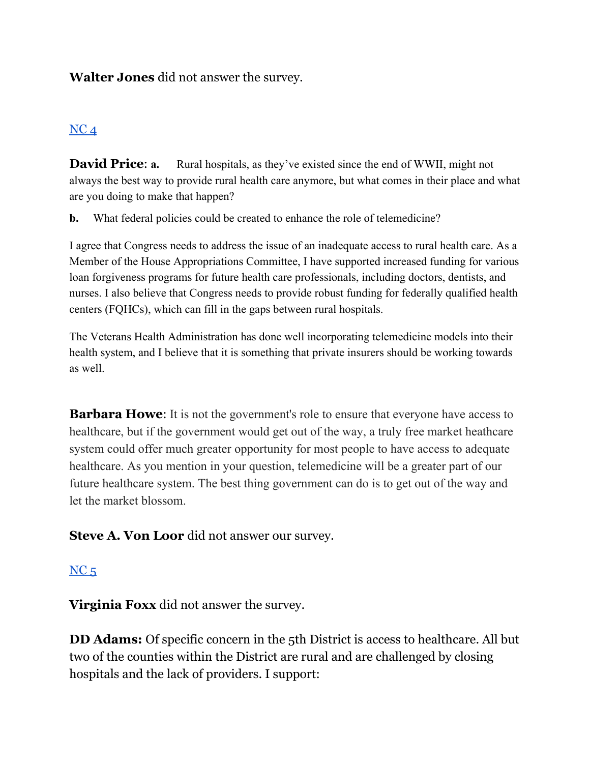**Walter Jones** did not answer the survey.

[NC 4]

**David Price**: **a.** Rural hospitals, as they've existed since the end of WWII, might not always the best way to provide rural health care anymore, but what comes in their place and what are you doing to make that happen?

**b.** What federal policies could be created to enhance the role of telemedicine?

I agree that Congress needs to address the issue of an inadequate access to rural health care. As a Member of the House Appropriations Committee, I have supported increased funding for various loan forgiveness programs for future health care professionals, including doctors, dentists, and nurses. I also believe that Congress needs to provide robust funding for federally qualified health centers (FQHCs), which can fill in the gaps between rural hospitals.

The Veterans Health Administration has done well incorporating telemedicine models into their health system, and I believe that it is something that private insurers should be working towards as well.

**Barbara Howe**: It is not the government's role to ensure that everyone have access to healthcare, but if the government would get out of the way, a truly free market heathcare system could offer much greater opportunity for most people to have access to adequate healthcare. As you mention in your question, telemedicine will be a greater part of our future healthcare system. The best thing government can do is to get out of the way and let the market blossom.

**Steve A. Von Loor** did not answer our survey.

[NC 5]

**Virginia Foxx** did not answer the survey.

**DD Adams:** Of specific concern in the 5th District is access to healthcare. All but two of the counties within the District are rural and are challenged by closing hospitals and the lack of providers. I support: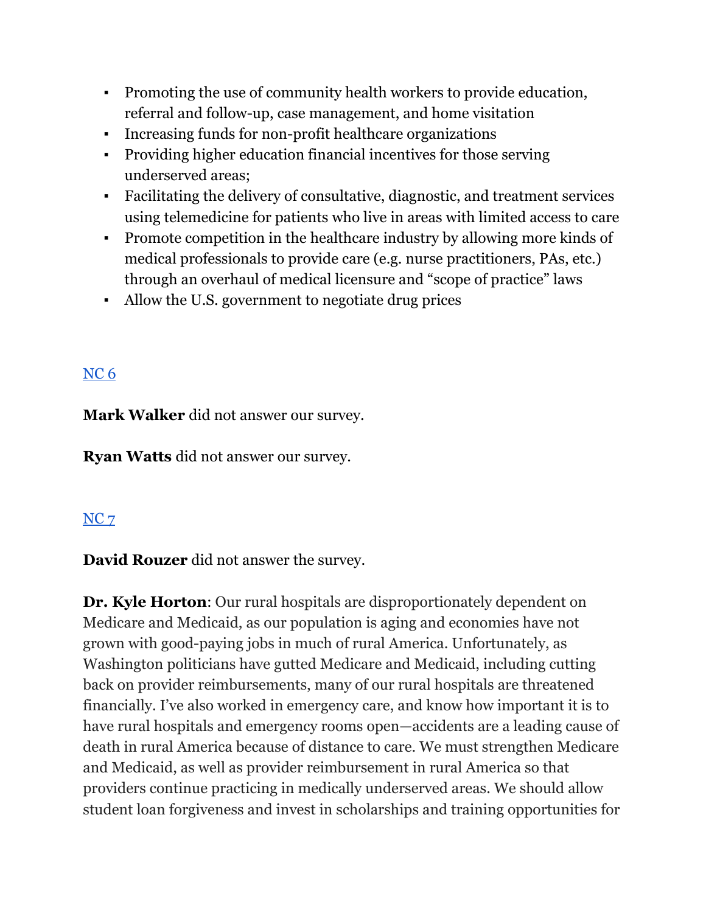- Promoting the use of community health workers to provide education, referral and follow-up, case management, and home visitation
- Increasing funds for non-profit healthcare organizations
- Providing higher education financial incentives for those serving underserved areas;
- Facilitating the delivery of consultative, diagnostic, and treatment services using telemedicine for patients who live in areas with limited access to care
- Promote competition in the healthcare industry by allowing more kinds of medical professionals to provide care (e.g. nurse practitioners, PAs, etc.) through an overhaul of medical licensure and "scope of practice" laws
- Allow the U.S. government to negotiate drug prices

NC 6

**Mark Walker** did not answer our survey.

**Ryan Watts** did not answer our survey.

NC 7

**David Rouzer** did not answer the survey.

**Dr. Kyle Horton**: Our rural hospitals are disproportionately dependent on Medicare and Medicaid, as our population is aging and economies have not grown with good-paying jobs in much of rural America. Unfortunately, as Washington politicians have gutted Medicare and Medicaid, including cutting back on provider reimbursements, many of our rural hospitals are threatened financially. I've also worked in emergency care, and know how important it is to have rural hospitals and emergency rooms open—accidents are a leading cause of death in rural America because of distance to care. We must strengthen Medicare and Medicaid, as well as provider reimbursement in rural America so that providers continue practicing in medically underserved areas. We should allow student loan forgiveness and invest in scholarships and training opportunities for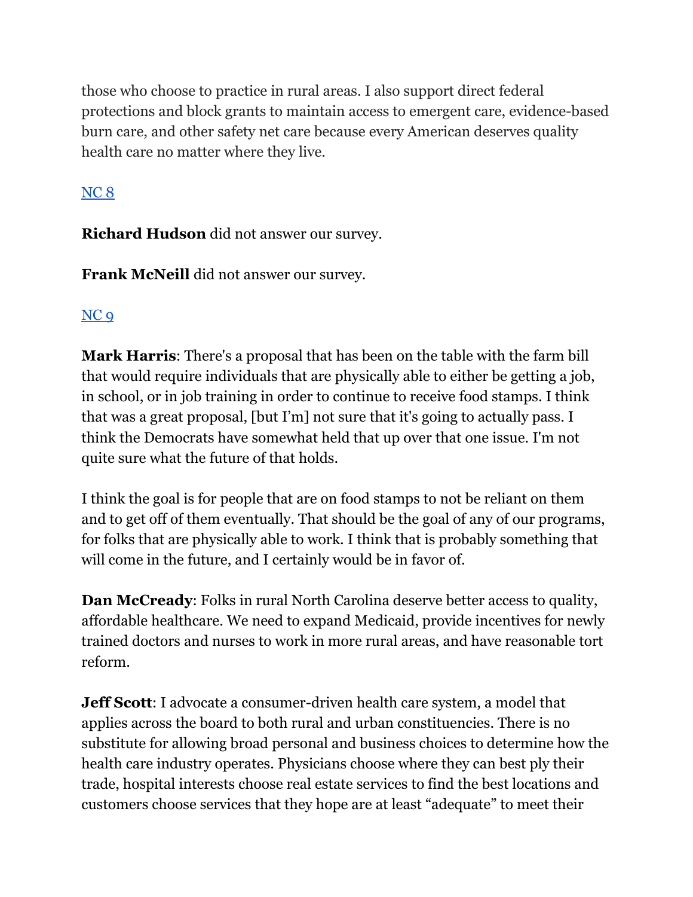those who choose to practice in rural areas. I also support direct federal protections and block grants to maintain access to emergent care, evidence-based burn care, and other safety net care because every American deserves quality health care no matter where they live.

NC 8

**Richard Hudson** did not answer our survey.

**Frank McNeill** did not answer our survey.

NC 9

**Mark Harris**: There's a proposal that has been on the table with the farm bill that would require individuals that are physically able to either be getting a job, in school, or in job training in order to continue to receive food stamps. I think that was a great proposal, [but I'm] not sure that it's going to actually pass. I think the Democrats have somewhat held that up over that one issue. I'm not quite sure what the future of that holds.

I think the goal is for people that are on food stamps to not be reliant on them and to get off of them eventually. That should be the goal of any of our programs, for folks that are physically able to work. I think that is probably something that will come in the future, and I certainly would be in favor of.

**Dan McCready**: Folks in rural North Carolina deserve better access to quality, affordable healthcare. We need to expand Medicaid, provide incentives for newly trained doctors and nurses to work in more rural areas, and have reasonable tort reform.

**Jeff Scott**: I advocate a consumer-driven health care system, a model that applies across the board to both rural and urban constituencies. There is no substitute for allowing broad personal and business choices to determine how the health care industry operates. Physicians choose where they can best ply their trade, hospital interests choose real estate services to find the best locations and customers choose services that they hope are at least "adequate" to meet their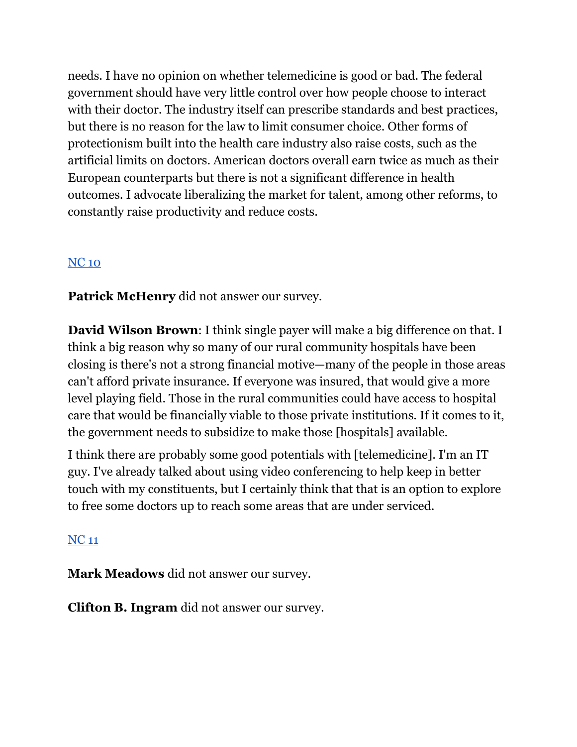needs. I have no opinion on whether telemedicine is good or bad. The federal government should have very little control over how people choose to interact with their doctor. The industry itself can prescribe standards and best practices, but there is no reason for the law to limit consumer choice. Other forms of protectionism built into the health care industry also raise costs, such as the artificial limits on doctors. American doctors overall earn twice as much as their European counterparts but there is not a significant difference in health outcomes. I advocate liberalizing the market for talent, among other reforms, to constantly raise productivity and reduce costs.

NC 10

**Patrick McHenry** did not answer our survey.

**David Wilson Brown**: I think single payer will make a big difference on that. I think a big reason why so many of our rural community hospitals have been closing is there's not a strong financial motive—many of the people in those areas can't afford private insurance. If everyone was insured, that would give a more level playing field. Those in the rural communities could have access to hospital care that would be financially viable to those private institutions. If it comes to it, the government needs to subsidize to make those [hospitals] available.

I think there are probably some good potentials with [telemedicine]. I'm an IT guy. I've already talked about using video conferencing to help keep in better touch with my constituents, but I certainly think that that is an option to explore to free some doctors up to reach some areas that are under serviced.

NC 11

**Mark Meadows** did not answer our survey.

**Clifton B. Ingram** did not answer our survey.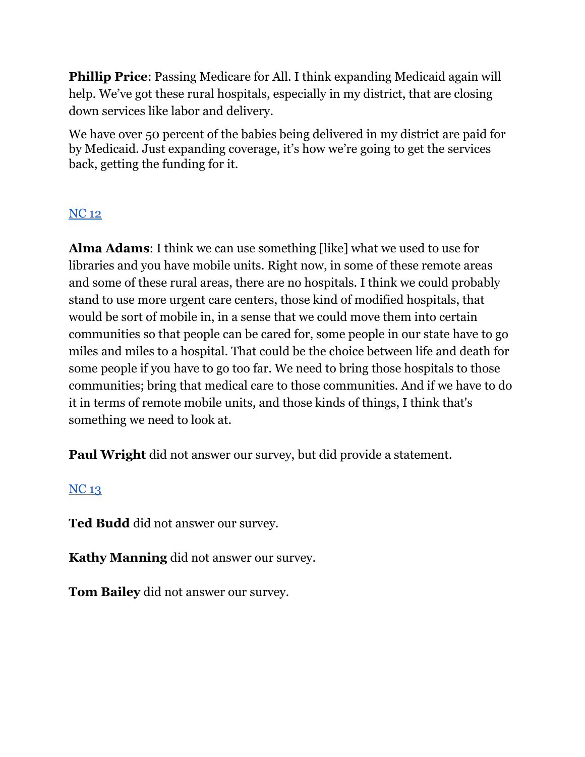**Phillip Price**: Passing Medicare for All. I think expanding Medicaid again will help. We've got these rural hospitals, especially in my district, that are closing down services like labor and delivery.

We have over 50 percent of the babies being delivered in my district are paid for by Medicaid. Just expanding coverage, it's how we're going to get the services back, getting the funding for it.

## NC 12

**Alma Adams**: I think we can use something [like] what we used to use for libraries and you have mobile units. Right now, in some of these remote areas and some of these rural areas, there are no hospitals. I think we could probably stand to use more urgent care centers, those kind of modified hospitals, that would be sort of mobile in, in a sense that we could move them into certain communities so that people can be cared for, some people in our state have to go miles and miles to a hospital. That could be the choice between life and death for some people if you have to go too far. We need to bring those hospitals to those communities; bring that medical care to those communities. And if we have to do it in terms of remote mobile units, and those kinds of things, I think that's something we need to look at.

**Paul Wright** did not answer our survey, but did provide a statement.

## NC 13

**Ted Budd** did not answer our survey.

**Kathy Manning** did not answer our survey.

**Tom Bailey** did not answer our survey.